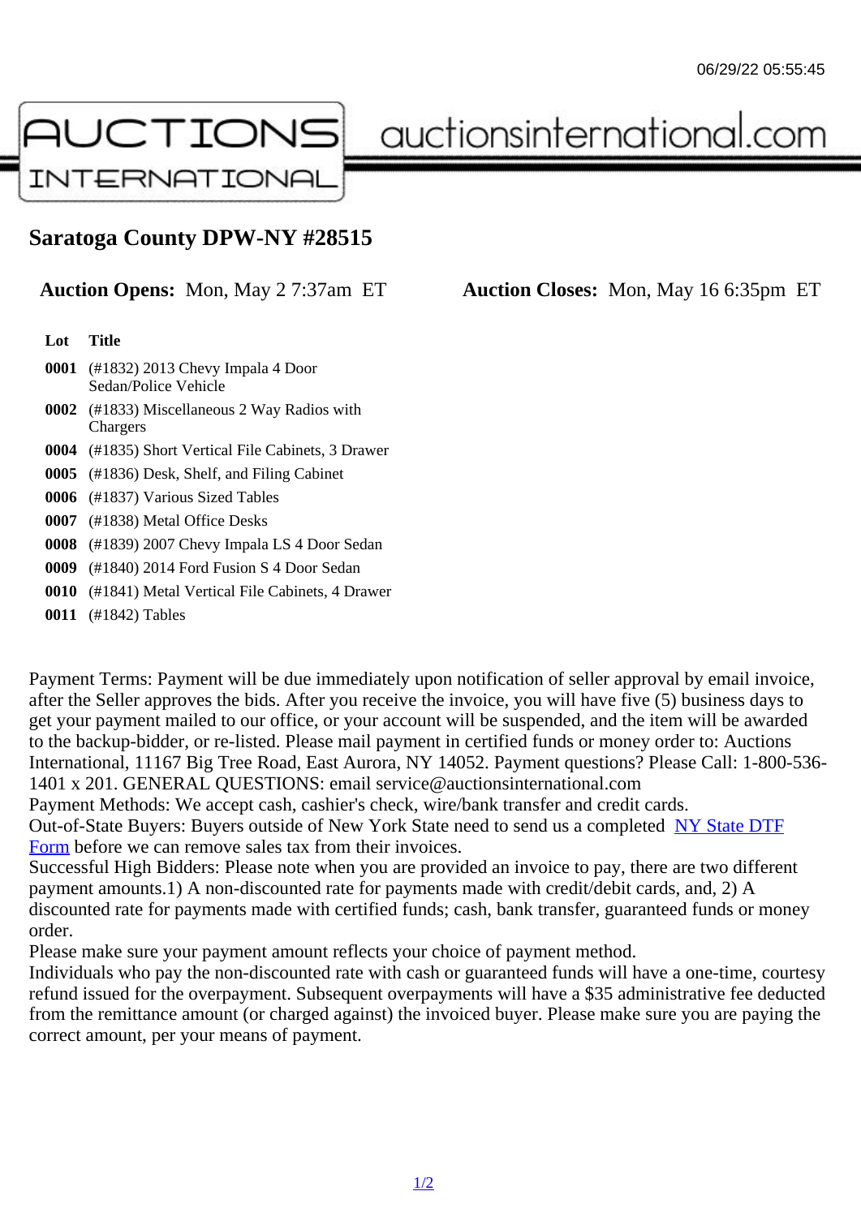# Saratoga County DPW-NY #28515

**Auction Opens:** Mon, May 2 7:37am ET **Auction Closes:** Mon, May 16 6:35pm ET

| Lot | Title |
|---|---|
| **0001** | (#1832) 2013 Chevy Impala 4 Door Sedan/Police Vehicle |
| **0002** | (#1833) Miscellaneous 2 Way Radios with Chargers |
| **0004** | (#1835) Short Vertical File Cabinets, 3 Drawer |
| **0005** | (#1836) Desk, Shelf, and Filing Cabinet |
| **0006** | (#1837) Various Sized Tables |
| **0007** | (#1838) Metal Office Desks |
| **0008** | (#1839) 2007 Chevy Impala LS 4 Door Sedan |
| **0009** | (#1840) 2014 Ford Fusion S 4 Door Sedan |
| **0010** | (#1841) Metal Vertical File Cabinets, 4 Drawer |
| **0011** | (#1842) Tables |

Payment Terms: Payment will be due immediately upon notification of seller approval by email invoice, after the Seller approves the bids. After you receive the invoice, you will have five (5) business days to get your payment mailed to our office, or your account will be suspended, and the item will be awarded to the backup-bidder, or re-listed. Please mail payment in certified funds or money order to: Auctions International, 11167 Big Tree Road, East Aurora, NY 14052. Payment questions? Please Call: 1-800-536-1401 x 201. GENERAL QUESTIONS: email service@auctionsinternational.com

Payment Methods: We accept cash, cashier's check, wire/bank transfer and credit cards.

Out-of-State Buyers: Buyers outside of New York State need to send us a completed NY State DTF Form before we can remove sales tax from their invoices.

Successful High Bidders: Please note when you are provided an invoice to pay, there are two different payment amounts.1) A non-discounted rate for payments made with credit/debit cards, and, 2) A discounted rate for payments made with certified funds; cash, bank transfer, guaranteed funds or money order.

Please make sure your payment amount reflects your choice of payment method.

Individuals who pay the non-discounted rate with cash or guaranteed funds will have a one-time, courtesy refund issued for the overpayment. Subsequent overpayments will have a $35 administrative fee deducted from the remittance amount (or charged against) the invoiced buyer. Please make sure you are paying the correct amount, per your means of payment.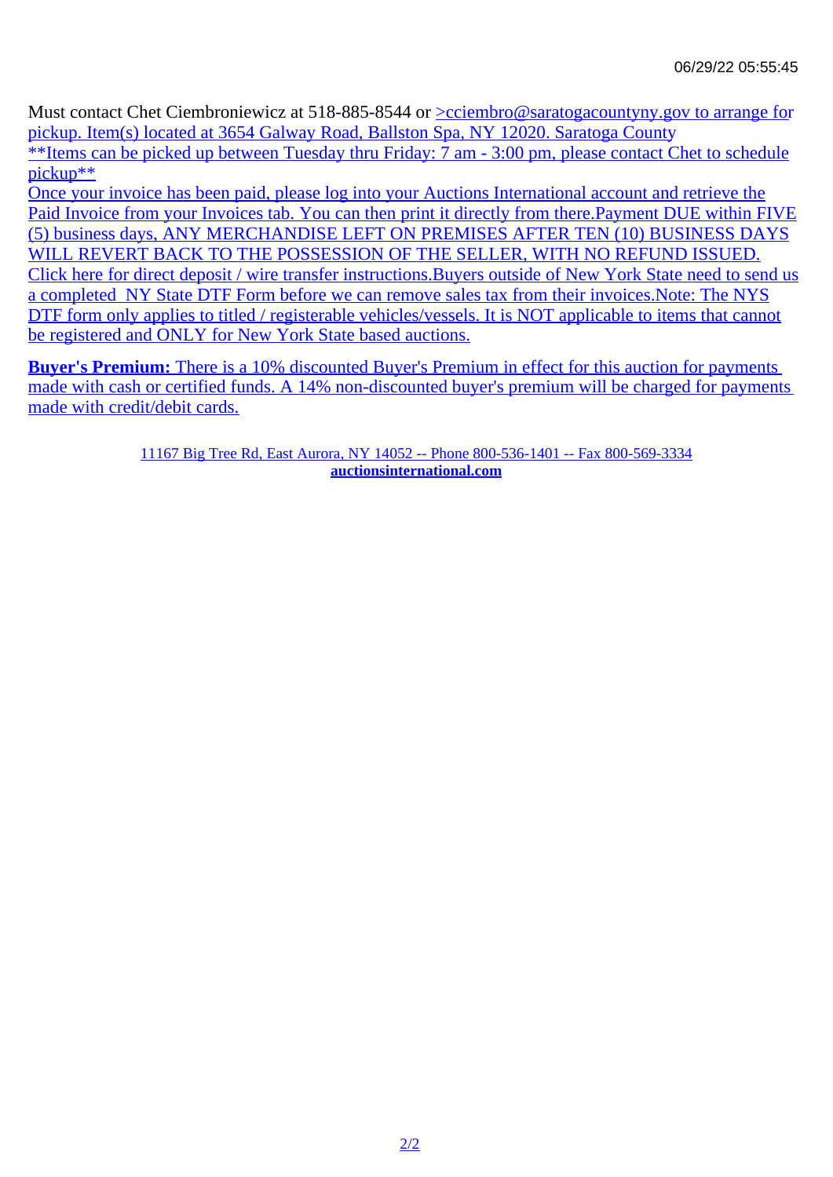Must contact Chet Ciembroniewicz at 518-885-8544 or >cciembro@saratogacountyny.gov to arrange for pickup. Item(s) located at 3654 Galway Road, Ballston Spa, NY 12020. Saratoga County
**Items can be picked up between Tuesday thru Friday: 7 am - 3:00 pm, please contact Chet to schedule pickup**
Once your invoice has been paid, please log into your Auctions International account and retrieve the Paid Invoice from your Invoices tab. You can then print it directly from there.Payment DUE within FIVE (5) business days, ANY MERCHANDISE LEFT ON PREMISES AFTER TEN (10) BUSINESS DAYS WILL REVERT BACK TO THE POSSESSION OF THE SELLER, WITH NO REFUND ISSUED. Click here for direct deposit / wire transfer instructions.Buyers outside of New York State need to send us a completed NY State DTF Form before we can remove sales tax from their invoices.Note: The NYS DTF form only applies to titled / registerable vehicles/vessels. It is NOT applicable to items that cannot be registered and ONLY for New York State based auctions.

**Buyer's Premium:** There is a 10% discounted Buyer's Premium in effect for this auction for payments made with cash or certified funds. A 14% non-discounted buyer's premium will be charged for payments made with credit/debit cards.

11167 Big Tree Rd, East Aurora, NY 14052 -- Phone 800-536-1401 -- Fax 800-569-3334
**auctionsinternational.com**